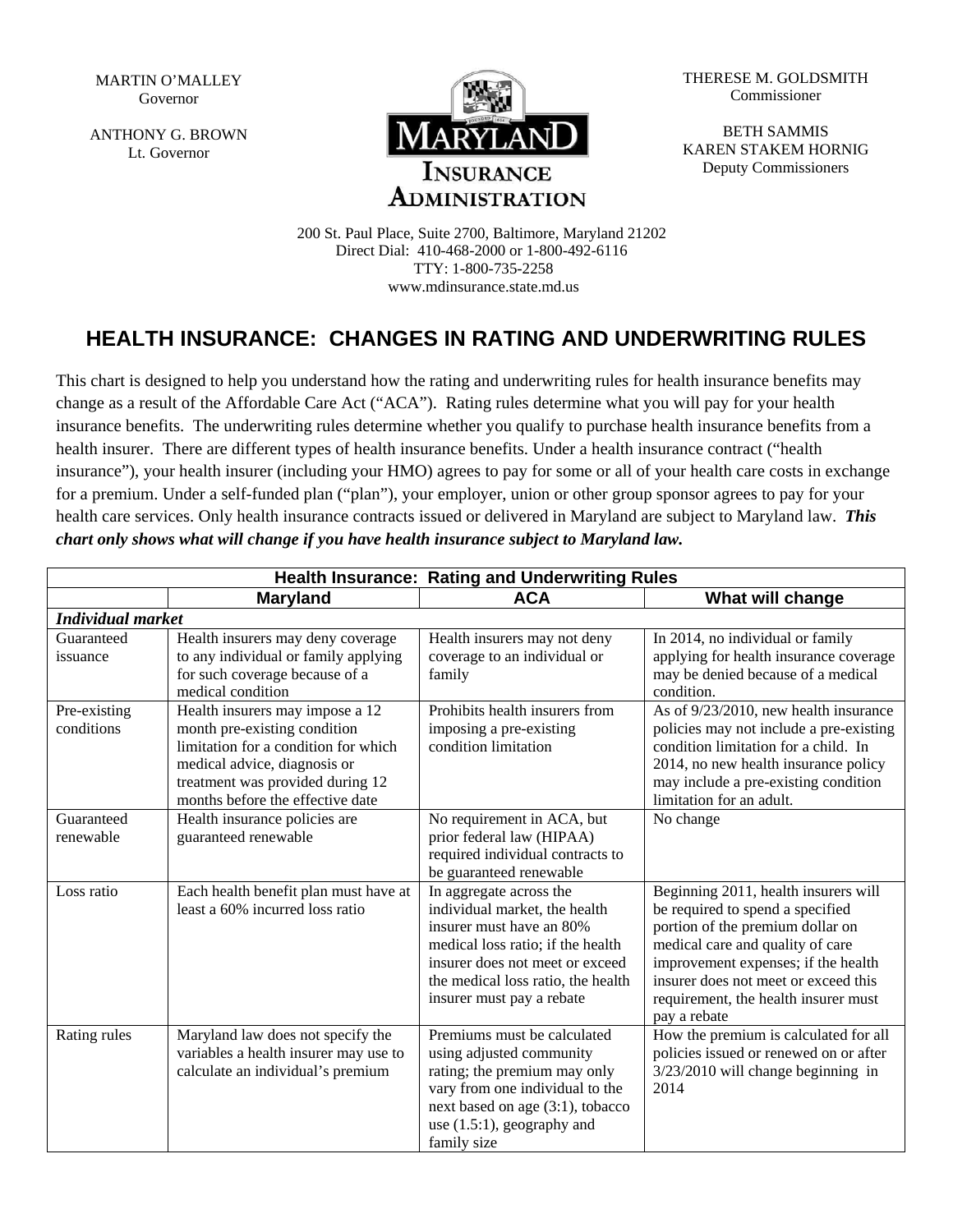MARTIN O'MALLEY
Governor

ANTHONY G. BROWN
Lt. Governor

MARYLAND INSURANCE ADMINISTRATION

THERESE M. GOLDSMITH
Commissioner

BETH SAMMIS
KAREN STAKEM HORNIG
Deputy Commissioners

200 St. Paul Place, Suite 2700, Baltimore, Maryland 21202
Direct Dial: 410-468-2000 or 1-800-492-6116
TTY: 1-800-735-2258
www.mdinsurance.state.md.us

# HEALTH INSURANCE: CHANGES IN RATING AND UNDERWRITING RULES

This chart is designed to help you understand how the rating and underwriting rules for health insurance benefits may change as a result of the Affordable Care Act ("ACA"). Rating rules determine what you will pay for your health insurance benefits. The underwriting rules determine whether you qualify to purchase health insurance benefits from a health insurer. There are different types of health insurance benefits. Under a health insurance contract ("health insurance"), your health insurer (including your HMO) agrees to pay for some or all of your health care costs in exchange for a premium. Under a self-funded plan ("plan"), your employer, union or other group sponsor agrees to pay for your health care services. Only health insurance contracts issued or delivered in Maryland are subject to Maryland law. ***This chart only shows what will change if you have health insurance subject to Maryland law.***

| Health Insurance: Rating and Underwriting Rules | | | |
|---|---|---|---|
| | **Maryland** | **ACA** | **What will change** |
| ***Individual market*** | | | |
| Guaranteed issuance | Health insurers may deny coverage to any individual or family applying for such coverage because of a medical condition | Health insurers may not deny coverage to an individual or family | In 2014, no individual or family applying for health insurance coverage may be denied because of a medical condition. |
| Pre-existing conditions | Health insurers may impose a 12 month pre-existing condition limitation for a condition for which medical advice, diagnosis or treatment was provided during 12 months before the effective date | Prohibits health insurers from imposing a pre-existing condition limitation | As of 9/23/2010, new health insurance policies may not include a pre-existing condition limitation for a child. In 2014, no new health insurance policy may include a pre-existing condition limitation for an adult. |
| Guaranteed renewable | Health insurance policies are guaranteed renewable | No requirement in ACA, but prior federal law (HIPAA) required individual contracts to be guaranteed renewable | No change |
| Loss ratio | Each health benefit plan must have at least a 60% incurred loss ratio | In aggregate across the individual market, the health insurer must have an 80% medical loss ratio; if the health insurer does not meet or exceed the medical loss ratio, the health insurer must pay a rebate | Beginning 2011, health insurers will be required to spend a specified portion of the premium dollar on medical care and quality of care improvement expenses; if the health insurer does not meet or exceed this requirement, the health insurer must pay a rebate |
| Rating rules | Maryland law does not specify the variables a health insurer may use to calculate an individual's premium | Premiums must be calculated using adjusted community rating; the premium may only vary from one individual to the next based on age (3:1), tobacco use (1.5:1), geography and family size | How the premium is calculated for all policies issued or renewed on or after 3/23/2010 will change beginning in 2014 |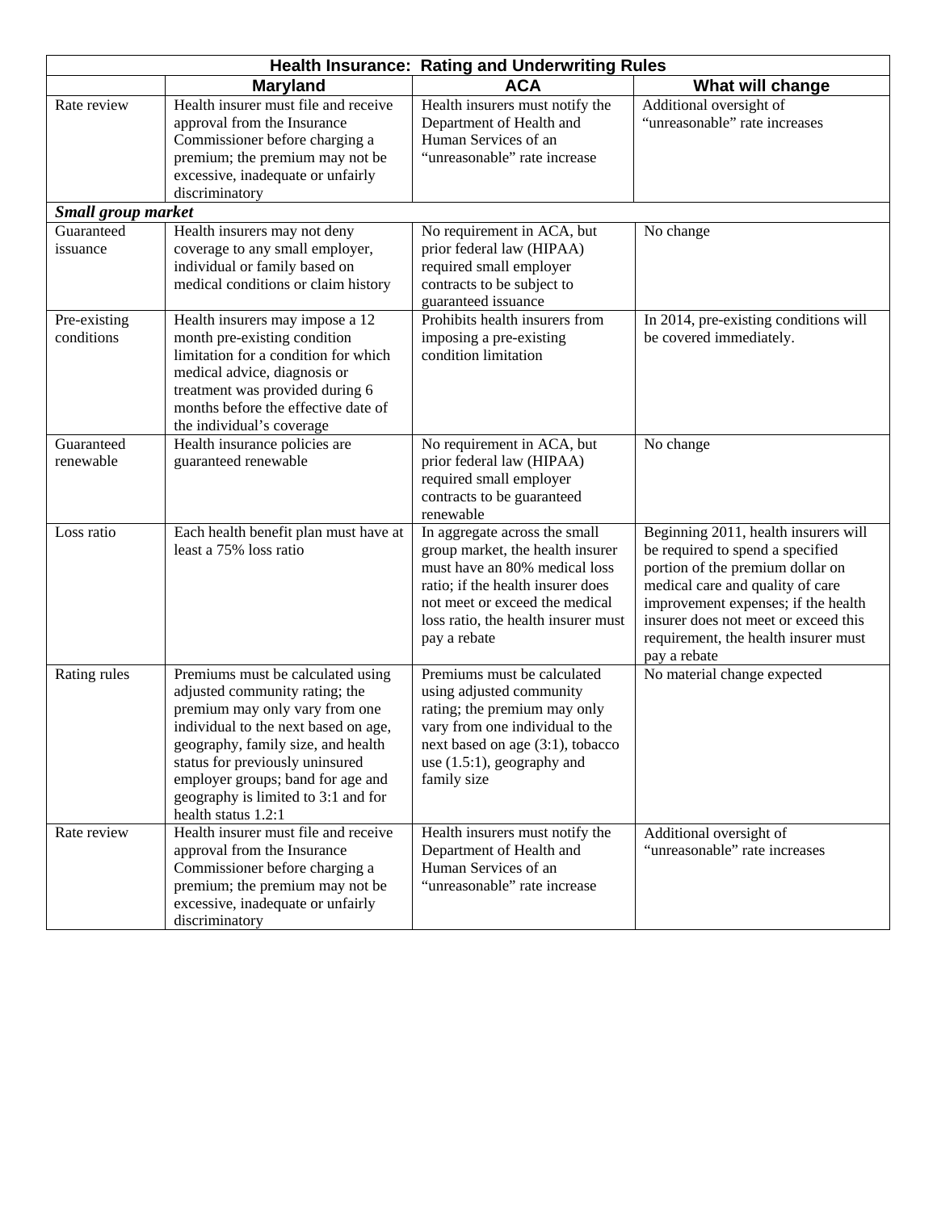| Health Insurance: Rating and Underwriting Rules | | | |
|---|---|---|---|
| | **Maryland** | **ACA** | **What will change** |
| Rate review | Health insurer must file and receive approval from the Insurance Commissioner before charging a premium; the premium may not be excessive, inadequate or unfairly discriminatory | Health insurers must notify the Department of Health and Human Services of an "unreasonable" rate increase | Additional oversight of "unreasonable" rate increases |
| ***Small group market*** | | | |
| Guaranteed issuance | Health insurers may not deny coverage to any small employer, individual or family based on medical conditions or claim history | No requirement in ACA, but prior federal law (HIPAA) required small employer contracts to be subject to guaranteed issuance | No change |
| Pre-existing conditions | Health insurers may impose a 12 month pre-existing condition limitation for a condition for which medical advice, diagnosis or treatment was provided during 6 months before the effective date of the individual's coverage | Prohibits health insurers from imposing a pre-existing condition limitation | In 2014, pre-existing conditions will be covered immediately. |
| Guaranteed renewable | Health insurance policies are guaranteed renewable | No requirement in ACA, but prior federal law (HIPAA) required small employer contracts to be guaranteed renewable | No change |
| Loss ratio | Each health benefit plan must have at least a 75% loss ratio | In aggregate across the small group market, the health insurer must have an 80% medical loss ratio; if the health insurer does not meet or exceed the medical loss ratio, the health insurer must pay a rebate | Beginning 2011, health insurers will be required to spend a specified portion of the premium dollar on medical care and quality of care improvement expenses; if the health insurer does not meet or exceed this requirement, the health insurer must pay a rebate |
| Rating rules | Premiums must be calculated using adjusted community rating; the premium may only vary from one individual to the next based on age, geography, family size, and health status for previously uninsured employer groups; band for age and geography is limited to 3:1 and for health status 1.2:1 | Premiums must be calculated using adjusted community rating; the premium may only vary from one individual to the next based on age (3:1), tobacco use (1.5:1), geography and family size | No material change expected |
| Rate review | Health insurer must file and receive approval from the Insurance Commissioner before charging a premium; the premium may not be excessive, inadequate or unfairly discriminatory | Health insurers must notify the Department of Health and Human Services of an "unreasonable" rate increase | Additional oversight of "unreasonable" rate increases |